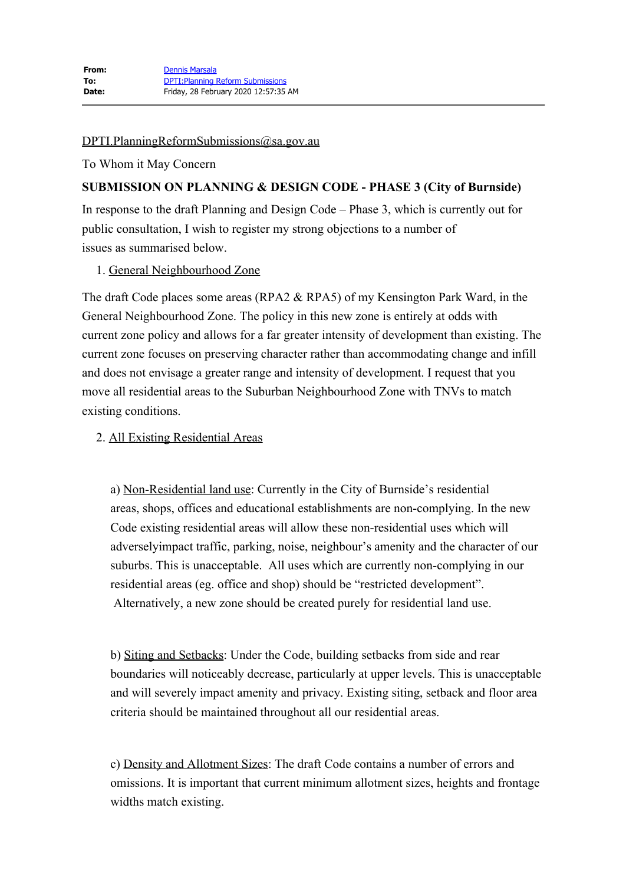| | |
|---|---|
| **From:** | Dennis Marsala |
| **To:** | DPTI:Planning Reform Submissions |
| **Date:** | Friday, 28 February 2020 12:57:35 AM |

DPTI.PlanningReformSubmissions@sa.gov.au

To Whom it May Concern

**SUBMISSION ON PLANNING & DESIGN CODE - PHASE 3 (City of Burnside)**

In response to the draft Planning and Design Code – Phase 3, which is currently out for public consultation, I wish to register my strong objections to a number of issues as summarised below.

1. General Neighbourhood Zone

The draft Code places some areas (RPA2 & RPA5) of my Kensington Park Ward, in the General Neighbourhood Zone. The policy in this new zone is entirely at odds with current zone policy and allows for a far greater intensity of development than existing. The current zone focuses on preserving character rather than accommodating change and infill and does not envisage a greater range and intensity of development. I request that you move all residential areas to the Suburban Neighbourhood Zone with TNVs to match existing conditions.

2. All Existing Residential Areas

a) Non-Residential land use: Currently in the City of Burnside's residential areas, shops, offices and educational establishments are non-complying. In the new Code existing residential areas will allow these non-residential uses which will adverselyimpact traffic, parking, noise, neighbour's amenity and the character of our suburbs. This is unacceptable. All uses which are currently non-complying in our residential areas (eg. office and shop) should be "restricted development". Alternatively, a new zone should be created purely for residential land use.

b) Siting and Setbacks: Under the Code, building setbacks from side and rear boundaries will noticeably decrease, particularly at upper levels. This is unacceptable and will severely impact amenity and privacy. Existing siting, setback and floor area criteria should be maintained throughout all our residential areas.

c) Density and Allotment Sizes: The draft Code contains a number of errors and omissions. It is important that current minimum allotment sizes, heights and frontage widths match existing.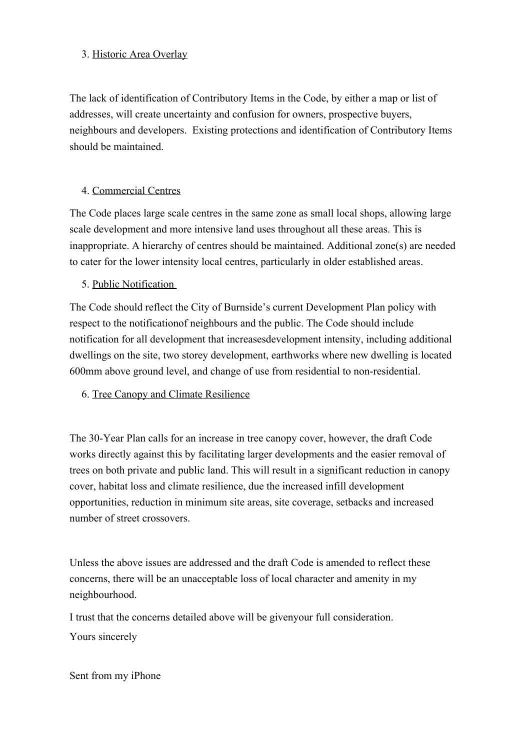3. Historic Area Overlay

The lack of identification of Contributory Items in the Code, by either a map or list of addresses, will create uncertainty and confusion for owners, prospective buyers, neighbours and developers.  Existing protections and identification of Contributory Items should be maintained.

4. Commercial Centres

The Code places large scale centres in the same zone as small local shops, allowing large scale development and more intensive land uses throughout all these areas. This is inappropriate. A hierarchy of centres should be maintained. Additional zone(s) are needed to cater for the lower intensity local centres, particularly in older established areas.

5. Public Notification

The Code should reflect the City of Burnside's current Development Plan policy with respect to the notificationof neighbours and the public. The Code should include notification for all development that increasesdevelopment intensity, including additional dwellings on the site, two storey development, earthworks where new dwelling is located 600mm above ground level, and change of use from residential to non-residential.

6. Tree Canopy and Climate Resilience

The 30-Year Plan calls for an increase in tree canopy cover, however, the draft Code works directly against this by facilitating larger developments and the easier removal of trees on both private and public land. This will result in a significant reduction in canopy cover, habitat loss and climate resilience, due the increased infill development opportunities, reduction in minimum site areas, site coverage, setbacks and increased number of street crossovers.

Unless the above issues are addressed and the draft Code is amended to reflect these concerns, there will be an unacceptable loss of local character and amenity in my neighbourhood.

I trust that the concerns detailed above will be givenyour full consideration.

Yours sincerely

Sent from my iPhone